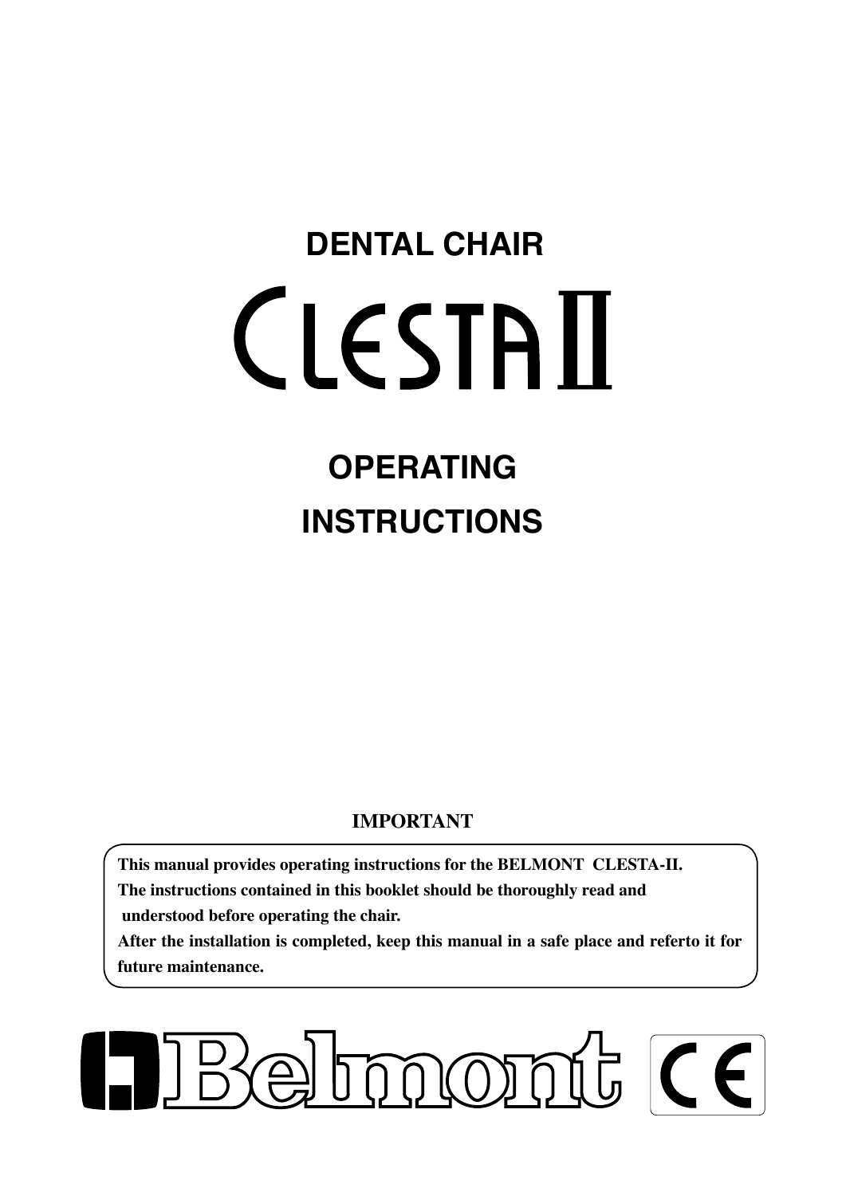# DENTAL CHAIR

# CLESTA II

# OPERATING INSTRUCTIONS

**IMPORTANT**

**This manual provides operating instructions for the BELMONT CLESTA-II.**
**The instructions contained in this booklet should be thoroughly read and understood before operating the chair.**
**After the installation is completed, keep this manual in a safe place and referto it for future maintenance.**

Belmont

CE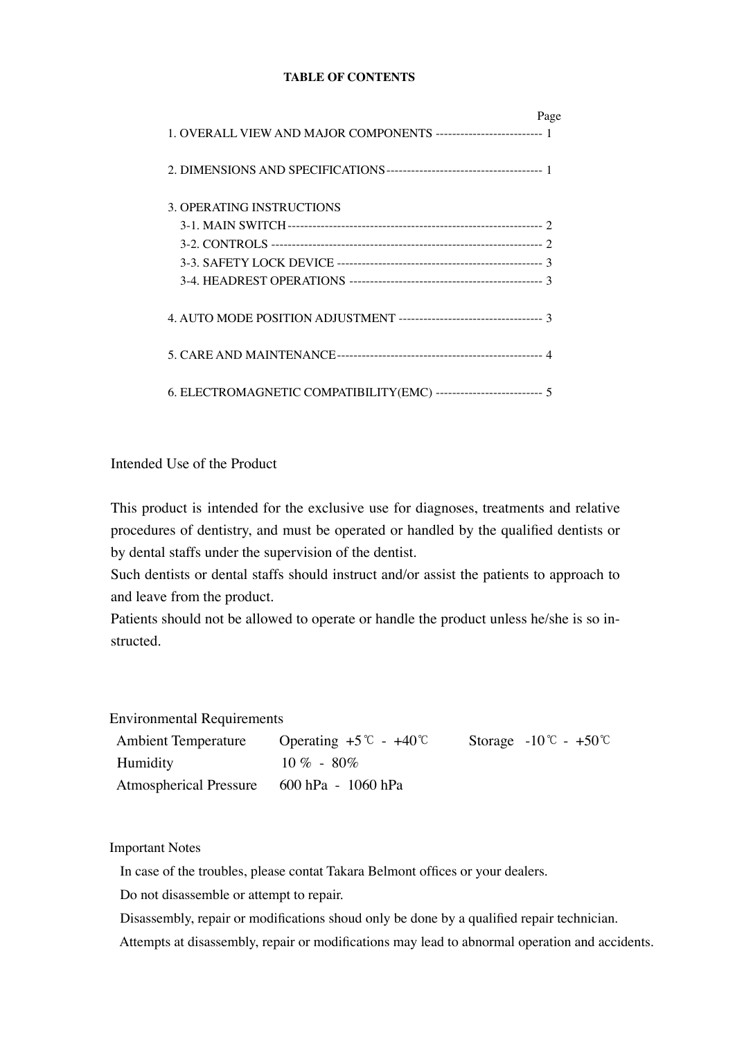**TABLE OF CONTENTS**

| | Page |
|---|---|
| 1. OVERALL VIEW AND MAJOR COMPONENTS | 1 |
| 2. DIMENSIONS AND SPECIFICATIONS | 1 |
| 3. OPERATING INSTRUCTIONS | |
| 3-1. MAIN SWITCH | 2 |
| 3-2. CONTROLS | 2 |
| 3-3. SAFETY LOCK DEVICE | 3 |
| 3-4. HEADREST OPERATIONS | 3 |
| 4. AUTO MODE POSITION ADJUSTMENT | 3 |
| 5. CARE AND MAINTENANCE | 4 |
| 6. ELECTROMAGNETIC COMPATIBILITY(EMC) | 5 |

Intended Use of the Product

This product is intended for the exclusive use for diagnoses, treatments and relative procedures of dentistry, and must be operated or handled by the qualified dentists or by dental staffs under the supervision of the dentist.
Such dentists or dental staffs should instruct and/or assist the patients to approach to and leave from the product.
Patients should not be allowed to operate or handle the product unless he/she is so instructed.

Environmental Requirements

| | | |
|---|---|---|
| Ambient Temperature | Operating +5℃ - +40℃ | Storage -10℃ - +50℃ |
| Humidity | 10 % - 80% | |
| Atmospherical Pressure | 600 hPa - 1060 hPa | |

Important Notes

In case of the troubles, please contat Takara Belmont offices or your dealers.
Do not disassemble or attempt to repair.
Disassembly, repair or modifications shoud only be done by a qualified repair technician.
Attempts at disassembly, repair or modifications may lead to abnormal operation and accidents.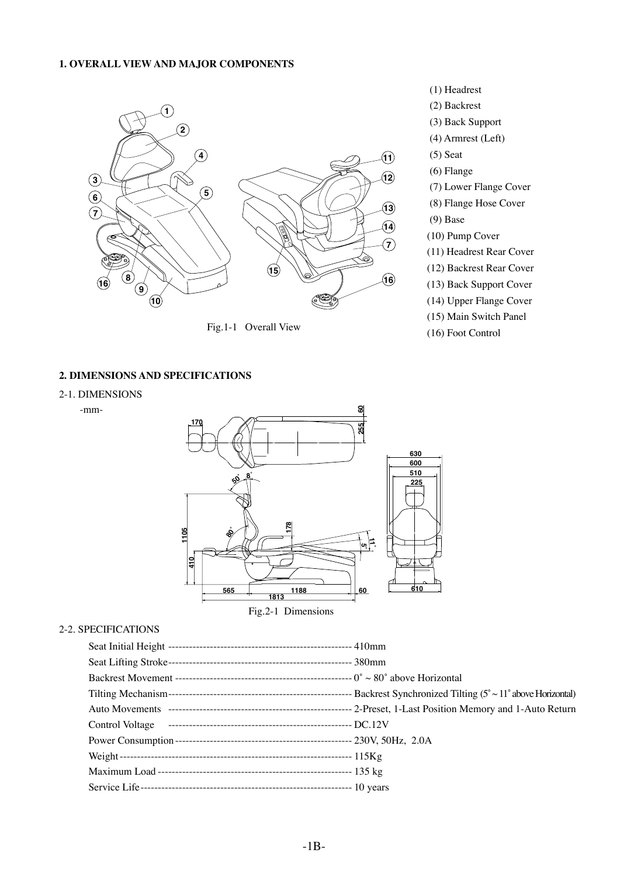## 1. OVERALL VIEW AND MAJOR COMPONENTS

Fig.1-1 Overall View

(1) Headrest
(2) Backrest
(3) Back Support
(4) Armrest (Left)
(5) Seat
(6) Flange
(7) Lower Flange Cover
(8) Flange Hose Cover
(9) Base
(10) Pump Cover
(11) Headrest Rear Cover
(12) Backrest Rear Cover
(13) Back Support Cover
(14) Upper Flange Cover
(15) Main Switch Panel
(16) Foot Control

## 2. DIMENSIONS AND SPECIFICATIONS

2-1. DIMENSIONS

-mm-

Fig.2-1 Dimensions

2-2. SPECIFICATIONS

| | |
|---|---|
| Seat Initial Height | 410mm |
| Seat Lifting Stroke | 380mm |
| Backrest Movement | 0˚ ~ 80˚ above Horizontal |
| Tilting Mechanism | Backrest Synchronized Tilting (5˚ ~ 11˚ above Horizontal) |
| Auto Movements | 2-Preset, 1-Last Position Memory and 1-Auto Return |
| Control Voltage | DC.12V |
| Power Consumption | 230V, 50Hz, 2.0A |
| Weight | 115Kg |
| Maximum Load | 135 kg |
| Service Life | 10 years |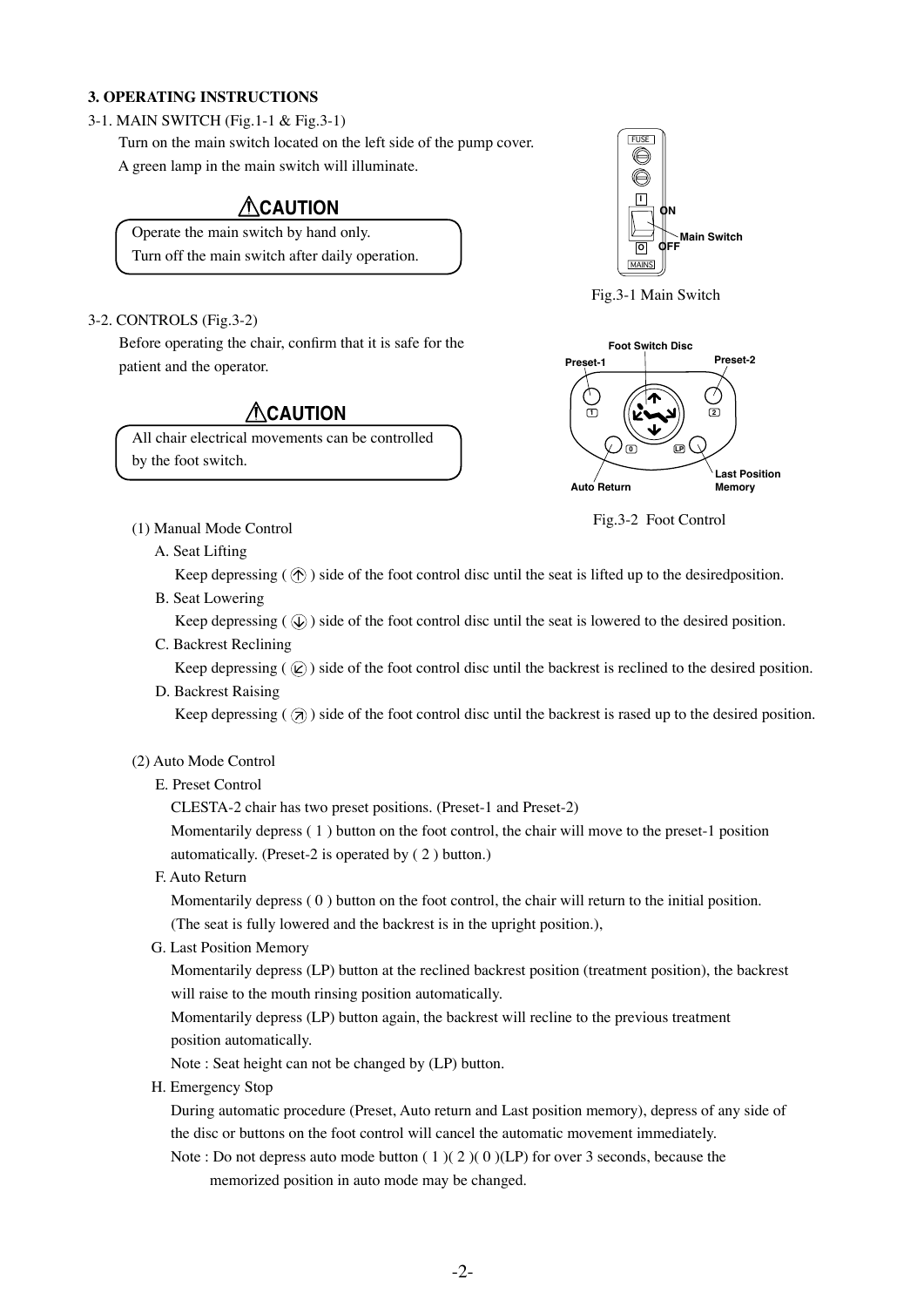## 3. OPERATING INSTRUCTIONS

### 3-1. MAIN SWITCH (Fig.1-1 & Fig.3-1)

Turn on the main switch located on the left side of the pump cover.
A green lamp in the main switch will illuminate.

**⚠CAUTION**

Operate the main switch by hand only.
Turn off the main switch after daily operation.

Fig.3-1 Main Switch

### 3-2. CONTROLS (Fig.3-2)

Before operating the chair, confirm that it is safe for the patient and the operator.

**⚠CAUTION**

All chair electrical movements can be controlled by the foot switch.

Fig.3-2 Foot Control

(1) Manual Mode Control

A. Seat Lifting

Keep depressing ( ⇧ ) side of the foot control disc until the seat is lifted up to the desiredposition.

B. Seat Lowering

Keep depressing ( ⇩ ) side of the foot control disc until the seat is lowered to the desired position.

C. Backrest Reclining

Keep depressing ( ↙ ) side of the foot control disc until the backrest is reclined to the desired position.

D. Backrest Raising

Keep depressing ( ↗ ) side of the foot control disc until the backrest is rased up to the desired position.

(2) Auto Mode Control

E. Preset Control

CLESTA-2 chair has two preset positions. (Preset-1 and Preset-2)
Momentarily depress ( 1 ) button on the foot control, the chair will move to the preset-1 position automatically. (Preset-2 is operated by ( 2 ) button.)

F. Auto Return

Momentarily depress ( 0 ) button on the foot control, the chair will return to the initial position. (The seat is fully lowered and the backrest is in the upright position.),

G. Last Position Memory

Momentarily depress (LP) button at the reclined backrest position (treatment position), the backrest will raise to the mouth rinsing position automatically.
Momentarily depress (LP) button again, the backrest will recline to the previous treatment position automatically.
Note : Seat height can not be changed by (LP) button.

H. Emergency Stop

During automatic procedure (Preset, Auto return and Last position memory), depress of any side of the disc or buttons on the foot control will cancel the automatic movement immediately.
Note : Do not depress auto mode button ( 1 )( 2 )( 0 )(LP) for over 3 seconds, because the memorized position in auto mode may be changed.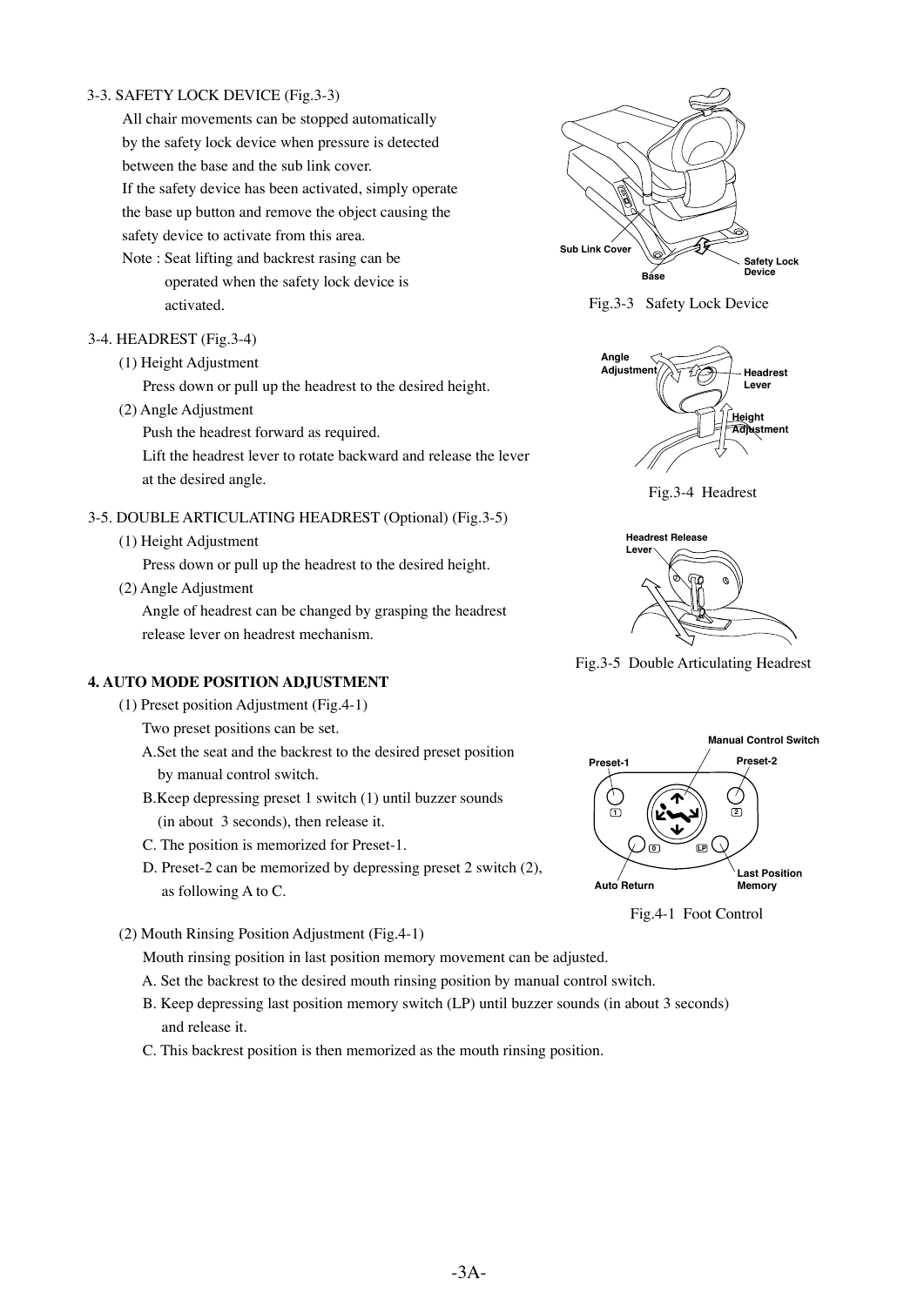3-3. SAFETY LOCK DEVICE (Fig.3-3)

All chair movements can be stopped automatically by the safety lock device when pressure is detected between the base and the sub link cover.
If the safety device has been activated, simply operate the base up button and remove the object causing the safety device to activate from this area.
Note : Seat lifting and backrest rasing can be operated when the safety lock device is activated.

Sub Link Cover
Base
Safety Lock Device

Fig.3-3 Safety Lock Device

3-4. HEADREST (Fig.3-4)

(1) Height Adjustment
Press down or pull up the headrest to the desired height.

(2) Angle Adjustment
Push the headrest forward as required.
Lift the headrest lever to rotate backward and release the lever at the desired angle.

Angle Adjustment
Headrest Lever
Height Adjustment

Fig.3-4 Headrest

3-5. DOUBLE ARTICULATING HEADREST (Optional) (Fig.3-5)

(1) Height Adjustment
Press down or pull up the headrest to the desired height.

(2) Angle Adjustment
Angle of headrest can be changed by grasping the headrest release lever on headrest mechanism.

Headrest Release Lever

Fig.3-5 Double Articulating Headrest

**4. AUTO MODE POSITION ADJUSTMENT**

(1) Preset position Adjustment (Fig.4-1)
Two preset positions can be set.
A.Set the seat and the backrest to the desired preset position by manual control switch.
B.Keep depressing preset 1 switch (1) until buzzer sounds (in about 3 seconds), then release it.
C. The position is memorized for Preset-1.
D. Preset-2 can be memorized by depressing preset 2 switch (2), as following A to C.

Manual Control Switch
Preset-1
Preset-2
Auto Return
Last Position Memory

Fig.4-1 Foot Control

(2) Mouth Rinsing Position Adjustment (Fig.4-1)
Mouth rinsing position in last position memory movement can be adjusted.
A. Set the backrest to the desired mouth rinsing position by manual control switch.
B. Keep depressing last position memory switch (LP) until buzzer sounds (in about 3 seconds) and release it.
C. This backrest position is then memorized as the mouth rinsing position.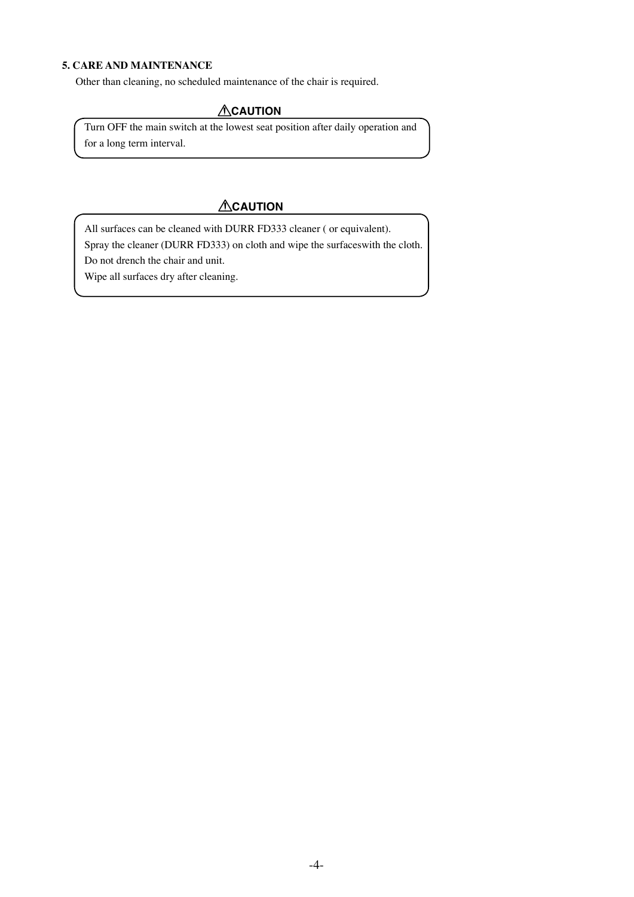## 5. CARE AND MAINTENANCE

Other than cleaning, no scheduled maintenance of the chair is required.

**⚠CAUTION**

Turn OFF the main switch at the lowest seat position after daily operation and for a long term interval.

**⚠CAUTION**

All surfaces can be cleaned with DURR FD333 cleaner ( or equivalent).
Spray the cleaner (DURR FD333) on cloth and wipe the surfaceswith the cloth.
Do not drench the chair and unit.
Wipe all surfaces dry after cleaning.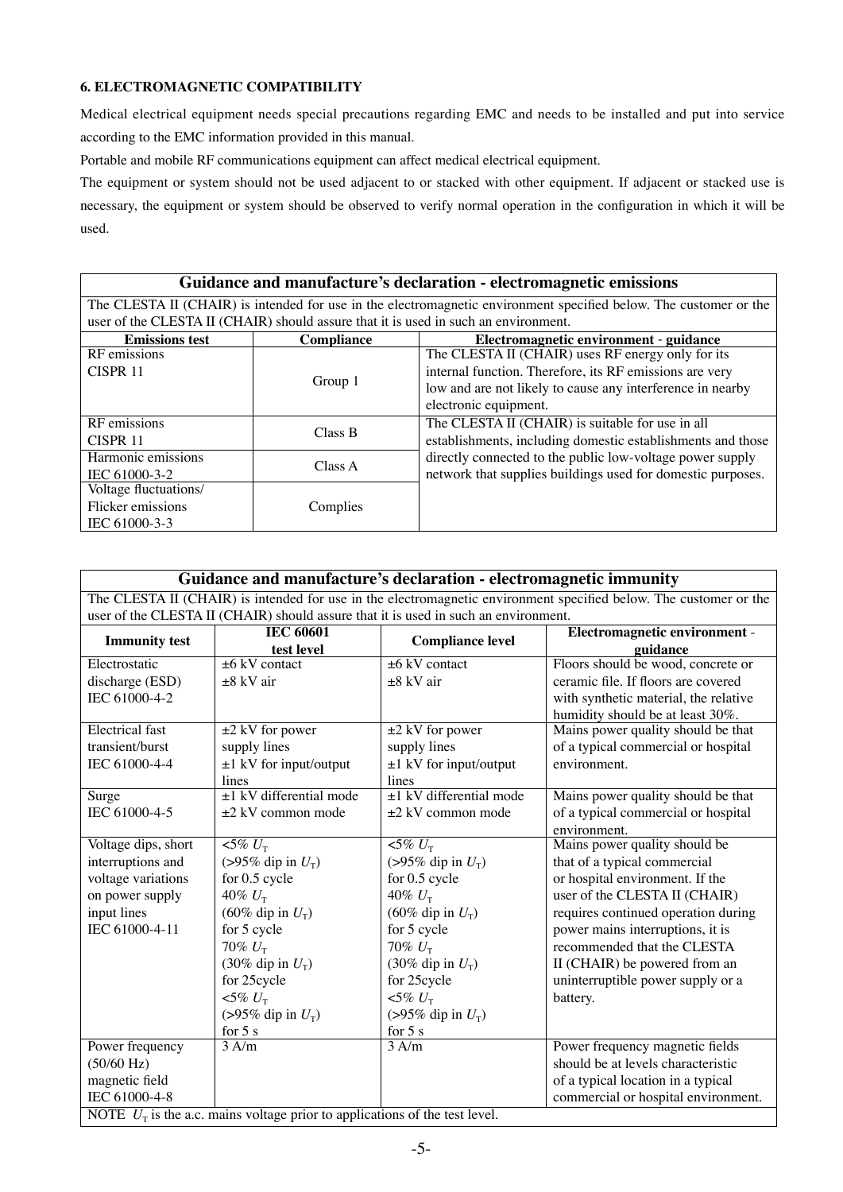### 6. ELECTROMAGNETIC COMPATIBILITY

Medical electrical equipment needs special precautions regarding EMC and needs to be installed and put into service according to the EMC information provided in this manual.

Portable and mobile RF communications equipment can affect medical electrical equipment.

The equipment or system should not be used adjacent to or stacked with other equipment. If adjacent or stacked use is necessary, the equipment or system should be observed to verify normal operation in the configuration in which it will be used.

| Guidance and manufacture's declaration - electromagnetic emissions | | |
|---|---|---|
| The CLESTA II (CHAIR) is intended for use in the electromagnetic environment specified below. The customer or the user of the CLESTA II (CHAIR) should assure that it is used in such an environment. | | |
| **Emissions test** | **Compliance** | **Electromagnetic environment - guidance** |
| RF emissions<br>CISPR 11 | Group 1 | The CLESTA II (CHAIR) uses RF energy only for its internal function. Therefore, its RF emissions are very low and are not likely to cause any interference in nearby electronic equipment. |
| RF emissions<br>CISPR 11 | Class B | The CLESTA II (CHAIR) is suitable for use in all establishments, including domestic establishments and those directly connected to the public low-voltage power supply network that supplies buildings used for domestic purposes. |
| Harmonic emissions<br>IEC 61000-3-2 | Class A | |
| Voltage fluctuations/<br>Flicker emissions<br>IEC 61000-3-3 | Complies | |

| Guidance and manufacture's declaration - electromagnetic immunity | | | |
|---|---|---|---|
| The CLESTA II (CHAIR) is intended for use in the electromagnetic environment specified below. The customer or the user of the CLESTA II (CHAIR) should assure that it is used in such an environment. | | | |
| **Immunity test** | **IEC 60601 test level** | **Compliance level** | **Electromagnetic environment - guidance** |
| Electrostatic discharge (ESD)<br>IEC 61000-4-2 | ±6 kV contact<br>±8 kV air | ±6 kV contact<br>±8 kV air | Floors should be wood, concrete or ceramic file. If floors are covered with synthetic material, the relative humidity should be at least 30%. |
| Electrical fast transient/burst<br>IEC 61000-4-4 | ±2 kV for power supply lines<br>±1 kV for input/output lines | ±2 kV for power supply lines<br>±1 kV for input/output lines | Mains power quality should be that of a typical commercial or hospital environment. |
| Surge<br>IEC 61000-4-5 | ±1 kV differential mode<br>±2 kV common mode | ±1 kV differential mode<br>±2 kV common mode | Mains power quality should be that of a typical commercial or hospital environment. |
| Voltage dips, short interruptions and voltage variations on power supply input lines<br>IEC 61000-4-11 | <5% $U_T$<br>(>95% dip in $U_T$)<br>for 0.5 cycle<br>40% $U_T$<br>(60% dip in $U_T$)<br>for 5 cycle<br>70% $U_T$<br>(30% dip in $U_T$)<br>for 25cycle<br><5% $U_T$<br>(>95% dip in $U_T$)<br>for 5 s | <5% $U_T$<br>(>95% dip in $U_T$)<br>for 0.5 cycle<br>40% $U_T$<br>(60% dip in $U_T$)<br>for 5 cycle<br>70% $U_T$<br>(30% dip in $U_T$)<br>for 25cycle<br><5% $U_T$<br>(>95% dip in $U_T$)<br>for 5 s | Mains power quality should be that of a typical commercial or hospital environment. If the user of the CLESTA II (CHAIR) requires continued operation during power mains interruptions, it is recommended that the CLESTA II (CHAIR) be powered from an uninterruptible power supply or a battery. |
| Power frequency (50/60 Hz) magnetic field<br>IEC 61000-4-8 | 3 A/m | 3 A/m | Power frequency magnetic fields should be at levels characteristic of a typical location in a typical commercial or hospital environment. |
| NOTE $U_T$ is the a.c. mains voltage prior to applications of the test level. | | | |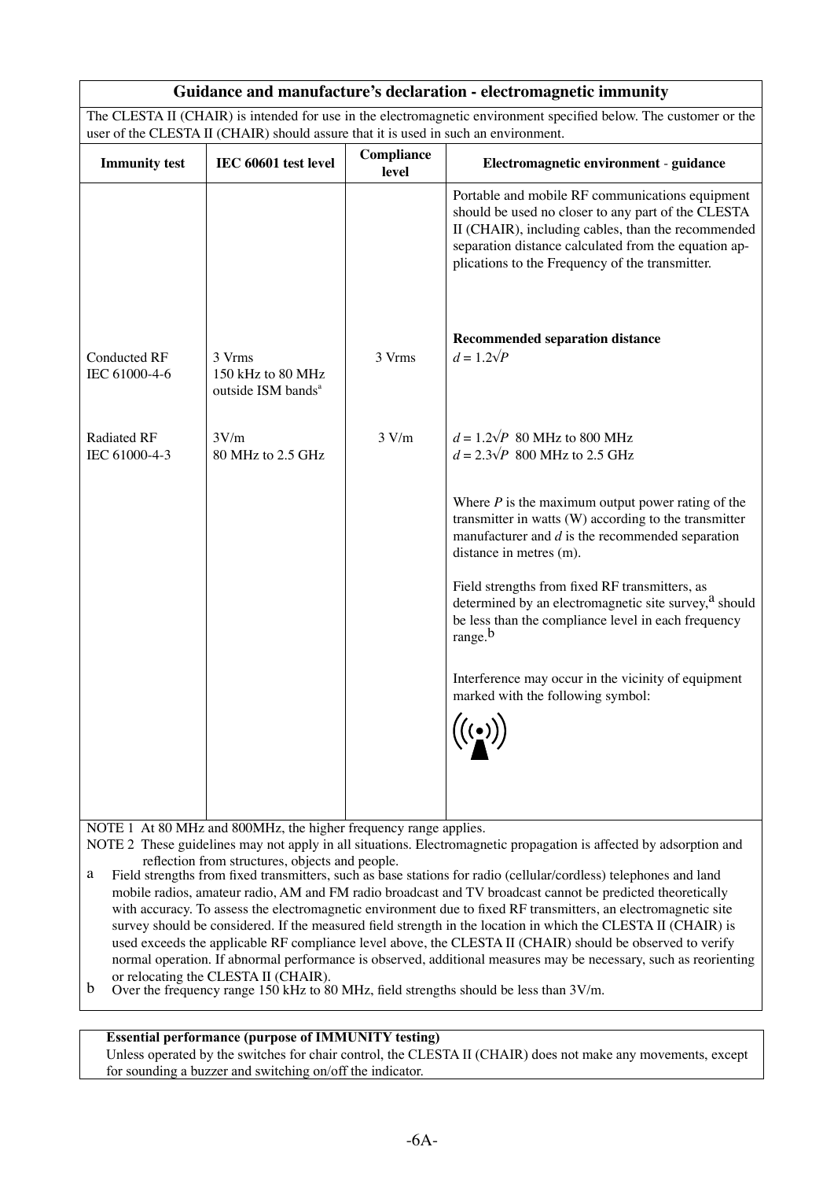## Guidance and manufacture's declaration - electromagnetic immunity

The CLESTA II (CHAIR) is intended for use in the electromagnetic environment specified below. The customer or the user of the CLESTA II (CHAIR) should assure that it is used in such an environment.

| Immunity test | IEC 60601 test level | Compliance level | Electromagnetic environment - guidance |
|---|---|---|---|
| | | | Portable and mobile RF communications equipment should be used no closer to any part of the CLESTA II (CHAIR), including cables, than the recommended separation distance calculated from the equation applications to the Frequency of the transmitter. |
| Conducted RF<br>IEC 61000-4-6 | 3 Vrms<br>150 kHz to 80 MHz<br>outside ISM bands[a] | 3 Vrms | **Recommended separation distance**<br>$d = 1.2\sqrt{P}$ |
| Radiated RF<br>IEC 61000-4-3 | 3V/m<br>80 MHz to 2.5 GHz | 3 V/m | $d = 1.2\sqrt{P}$ 80 MHz to 800 MHz<br>$d = 2.3\sqrt{P}$ 800 MHz to 2.5 GHz<br><br>Where $P$ is the maximum output power rating of the transmitter in watts (W) according to the transmitter manufacturer and $d$ is the recommended separation distance in metres (m).<br><br>Field strengths from fixed RF transmitters, as determined by an electromagnetic site survey,[a] should be less than the compliance level in each frequency range.[b]<br><br>Interference may occur in the vicinity of equipment marked with the following symbol: |

NOTE 1 At 80 MHz and 800MHz, the higher frequency range applies.

NOTE 2 These guidelines may not apply in all situations. Electromagnetic propagation is affected by adsorption and reflection from structures, objects and people.

a Field strengths from fixed transmitters, such as base stations for radio (cellular/cordless) telephones and land mobile radios, amateur radio, AM and FM radio broadcast and TV broadcast cannot be predicted theoretically with accuracy. To assess the electromagnetic environment due to fixed RF transmitters, an electromagnetic site survey should be considered. If the measured field strength in the location in which the CLESTA II (CHAIR) is used exceeds the applicable RF compliance level above, the CLESTA II (CHAIR) should be observed to verify normal operation. If abnormal performance is observed, additional measures may be necessary, such as reorienting or relocating the CLESTA II (CHAIR).

b Over the frequency range 150 kHz to 80 MHz, field strengths should be less than 3V/m.

**Essential performance (purpose of IMMUNITY testing)**

Unless operated by the switches for chair control, the CLESTA II (CHAIR) does not make any movements, except for sounding a buzzer and switching on/off the indicator.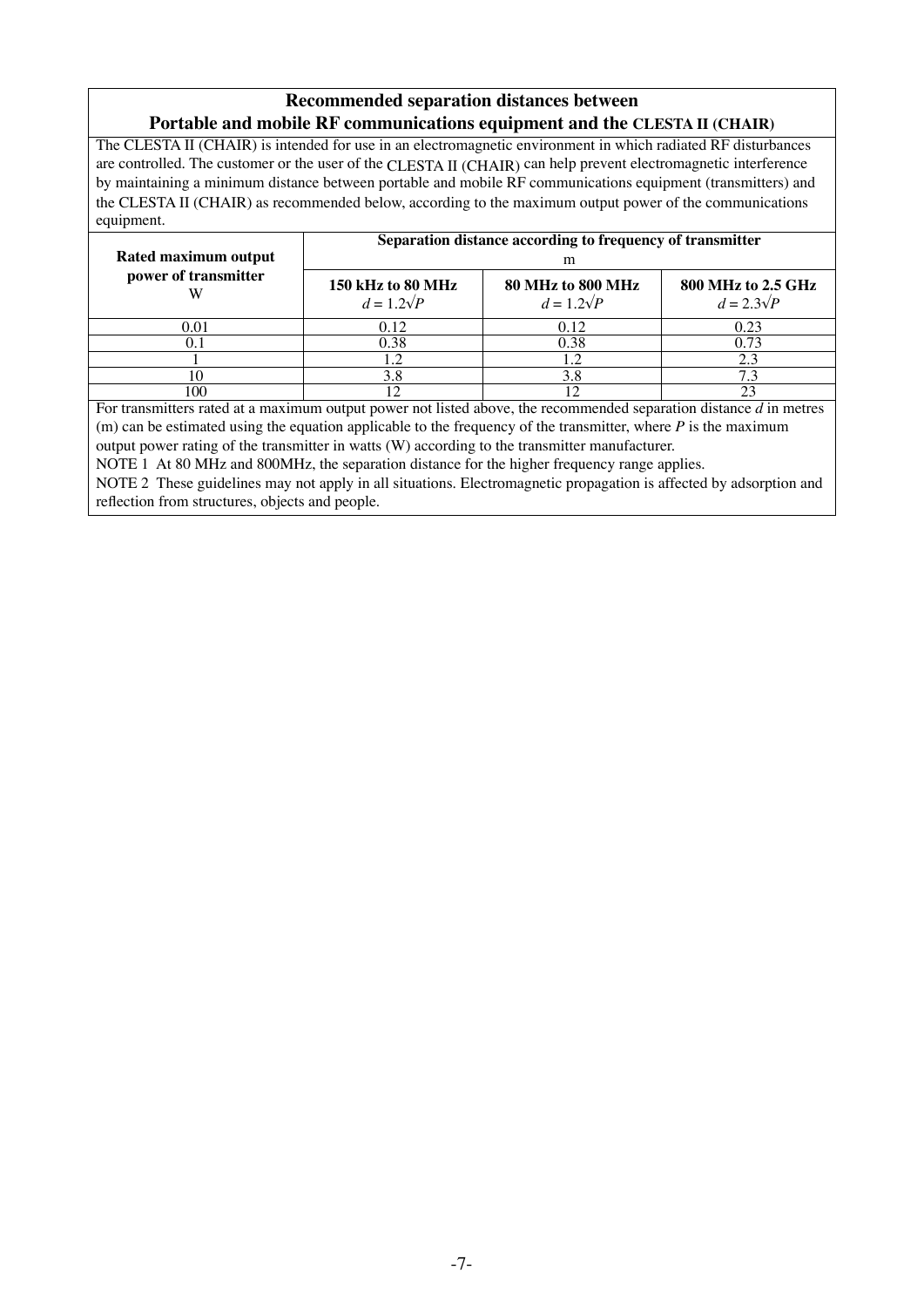## Recommended separation distances between Portable and mobile RF communications equipment and the CLESTA II (CHAIR)

The CLESTA II (CHAIR) is intended for use in an electromagnetic environment in which radiated RF disturbances are controlled. The customer or the user of the CLESTA II (CHAIR) can help prevent electromagnetic interference by maintaining a minimum distance between portable and mobile RF communications equipment (transmitters) and the CLESTA II (CHAIR) as recommended below, according to the maximum output power of the communications equipment.

| Rated maximum output power of transmitter W | Separation distance according to frequency of transmitter m | | |
|---|---|---|---|
| | **150 kHz to 80 MHz** $d = 1.2\sqrt{P}$ | **80 MHz to 800 MHz** $d = 1.2\sqrt{P}$ | **800 MHz to 2.5 GHz** $d = 2.3\sqrt{P}$ |
| 0.01 | 0.12 | 0.12 | 0.23 |
| 0.1 | 0.38 | 0.38 | 0.73 |
| 1 | 1.2 | 1.2 | 2.3 |
| 10 | 3.8 | 3.8 | 7.3 |
| 100 | 12 | 12 | 23 |

For transmitters rated at a maximum output power not listed above, the recommended separation distance $d$ in metres (m) can be estimated using the equation applicable to the frequency of the transmitter, where $P$ is the maximum output power rating of the transmitter in watts (W) according to the transmitter manufacturer.

NOTE 1 At 80 MHz and 800MHz, the separation distance for the higher frequency range applies.

NOTE 2 These guidelines may not apply in all situations. Electromagnetic propagation is affected by adsorption and reflection from structures, objects and people.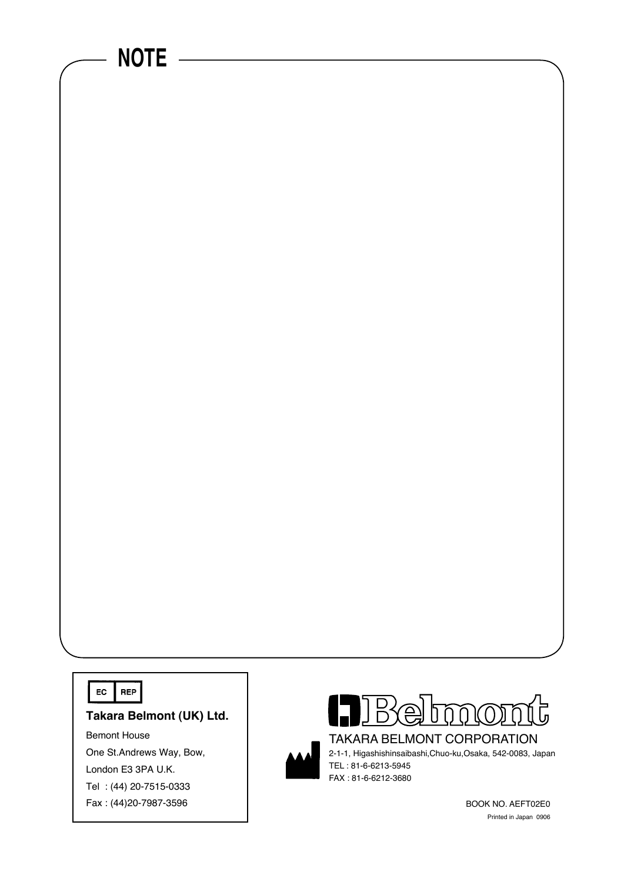## NOTE

EC REP

**Takara Belmont (UK) Ltd.**

Bemont House

One St.Andrews Way, Bow,

London E3 3PA U.K.

Tel : (44) 20-7515-0333

Fax : (44)20-7987-3596

Belmont

TAKARA BELMONT CORPORATION

2-1-1, Higashishinsaibashi,Chuo-ku,Osaka, 542-0083, Japan

TEL : 81-6-6213-5945

FAX : 81-6-6212-3680

BOOK NO. AEFT02E0

Printed in Japan 0906